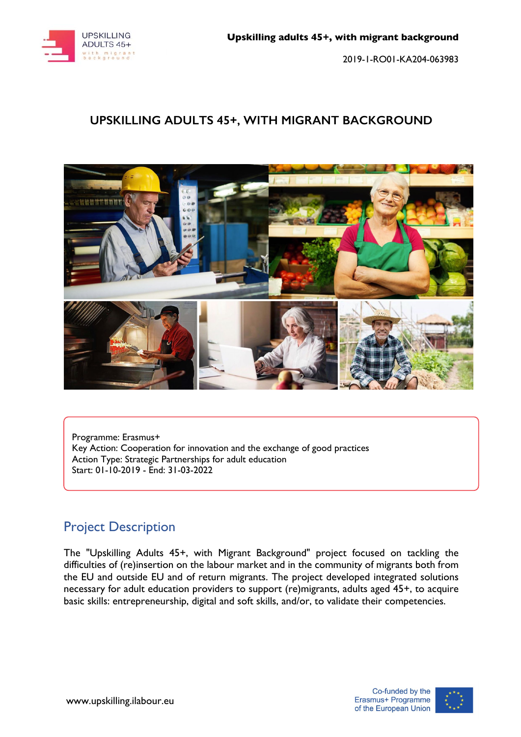# UPSKILLING ADULTS 45+, WITH MIGRANT BACKGROUND

Programme: Erasmus+
Key Action: Cooperation for innovation and the exchange of good practices
Action Type: Strategic Partnerships for adult education
Start: 01-10-2019 - End: 31-03-2022

## Project Description

The "Upskilling Adults 45+, with Migrant Background" project focused on tackling the difficulties of (re)insertion on the labour market and in the community of migrants both from the EU and outside EU and of return migrants. The project developed integrated solutions necessary for adult education providers to support (re)migrants, adults aged 45+, to acquire basic skills: entrepreneurship, digital and soft skills, and/or, to validate their competencies.

www.upskilling.ilabour.eu

Co-funded by the Erasmus+ Programme of the European Union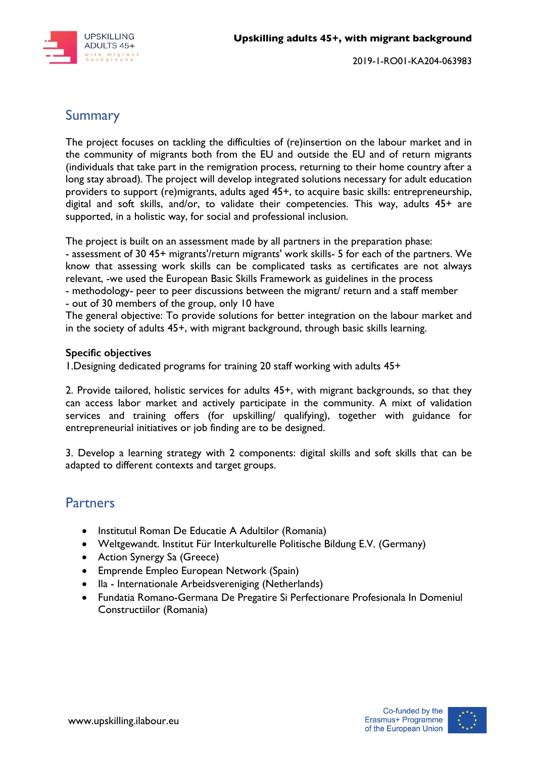## Summary

The project focuses on tackling the difficulties of (re)insertion on the labour market and in the community of migrants both from the EU and outside the EU and of return migrants (individuals that take part in the remigration process, returning to their home country after a long stay abroad). The project will develop integrated solutions necessary for adult education providers to support (re)migrants, adults aged 45+, to acquire basic skills: entrepreneurship, digital and soft skills, and/or, to validate their competencies. This way, adults 45+ are supported, in a holistic way, for social and professional inclusion.

The project is built on an assessment made by all partners in the preparation phase:
- assessment of 30 45+ migrants'/return migrants' work skills- 5 for each of the partners. We know that assessing work skills can be complicated tasks as certificates are not always relevant, -we used the European Basic Skills Framework as guidelines in the process
- methodology- peer to peer discussions between the migrant/ return and a staff member
- out of 30 members of the group, only 10 have

The general objective: To provide solutions for better integration on the labour market and in the society of adults 45+, with migrant background, through basic skills learning.

**Specific objectives**

1.Designing dedicated programs for training 20 staff working with adults 45+

2. Provide tailored, holistic services for adults 45+, with migrant backgrounds, so that they can access labor market and actively participate in the community. A mixt of validation services and training offers (for upskilling/ qualifying), together with guidance for entrepreneurial initiatives or job finding are to be designed.

3. Develop a learning strategy with 2 components: digital skills and soft skills that can be adapted to different contexts and target groups.

## Partners

- Institutul Roman De Educatie A Adultilor (Romania)
- Weltgewandt. Institut Für Interkulturelle Politische Bildung E.V. (Germany)
- Action Synergy Sa (Greece)
- Emprende Empleo European Network (Spain)
- Ila - Internationale Arbeidsvereniging (Netherlands)
- Fundatia Romano-Germana De Pregatire Si Perfectionare Profesionala In Domeniul Constructiilor (Romania)